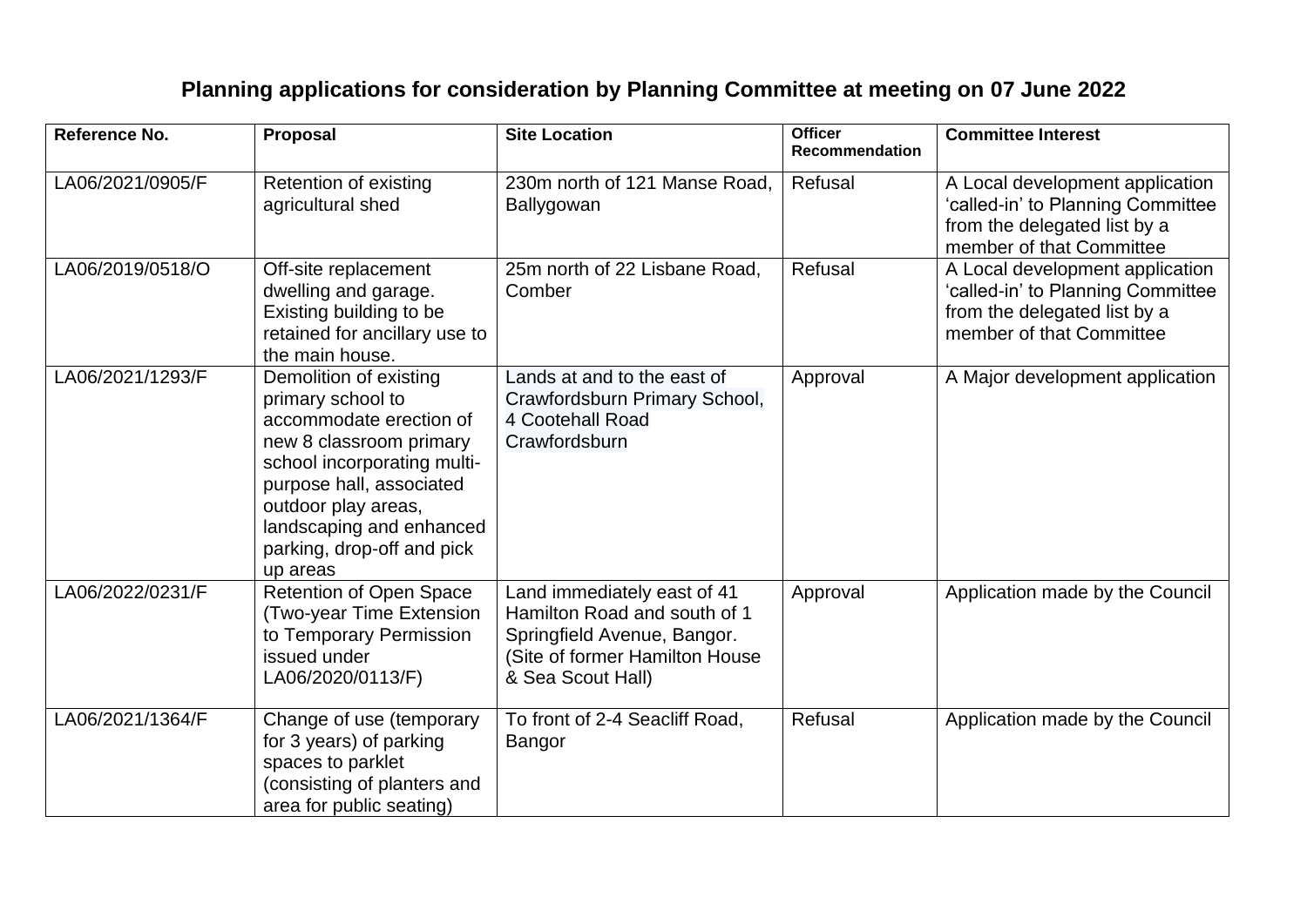# Planning applications for consideration by Planning Committee at meeting on 07 June 2022

| Reference No. | Proposal | Site Location | Officer Recommendation | Committee Interest |
|---|---|---|---|---|
| LA06/2021/0905/F | Retention of existing agricultural shed | 230m north of 121 Manse Road, Ballygowan | Refusal | A Local development application 'called-in' to Planning Committee from the delegated list by a member of that Committee |
| LA06/2019/0518/O | Off-site replacement dwelling and garage. Existing building to be retained for ancillary use to the main house. | 25m north of 22 Lisbane Road, Comber | Refusal | A Local development application 'called-in' to Planning Committee from the delegated list by a member of that Committee |
| LA06/2021/1293/F | Demolition of existing primary school to accommodate erection of new 8 classroom primary school incorporating multi-purpose hall, associated outdoor play areas, landscaping and enhanced parking, drop-off and pick up areas | Lands at and to the east of Crawfordsburn Primary School, 4 Cootehall Road Crawfordsburn | Approval | A Major development application |
| LA06/2022/0231/F | Retention of Open Space (Two-year Time Extension to Temporary Permission issued under LA06/2020/0113/F) | Land immediately east of 41 Hamilton Road and south of 1 Springfield Avenue, Bangor. (Site of former Hamilton House & Sea Scout Hall) | Approval | Application made by the Council |
| LA06/2021/1364/F | Change of use (temporary for 3 years) of parking spaces to parklet (consisting of planters and area for public seating) | To front of 2-4 Seacliff Road, Bangor | Refusal | Application made by the Council |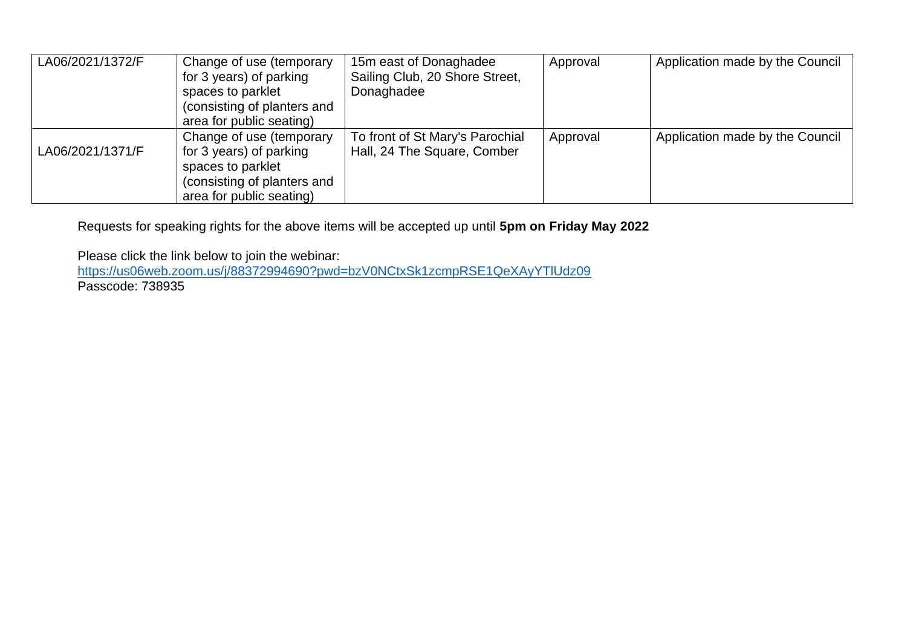| | | | | |
|---|---|---|---|---|
| LA06/2021/1372/F | Change of use (temporary for 3 years) of parking spaces to parklet (consisting of planters and area for public seating) | 15m east of Donaghadee Sailing Club, 20 Shore Street, Donaghadee | Approval | Application made by the Council |
| LA06/2021/1371/F | Change of use (temporary for 3 years) of parking spaces to parklet (consisting of planters and area for public seating) | To front of St Mary's Parochial Hall, 24 The Square, Comber | Approval | Application made by the Council |

Requests for speaking rights for the above items will be accepted up until **5pm on Friday May 2022**

Please click the link below to join the webinar:
https://us06web.zoom.us/j/88372994690?pwd=bzV0NCtxSk1zcmpRSE1QeXAyYTlUdz09
Passcode: 738935